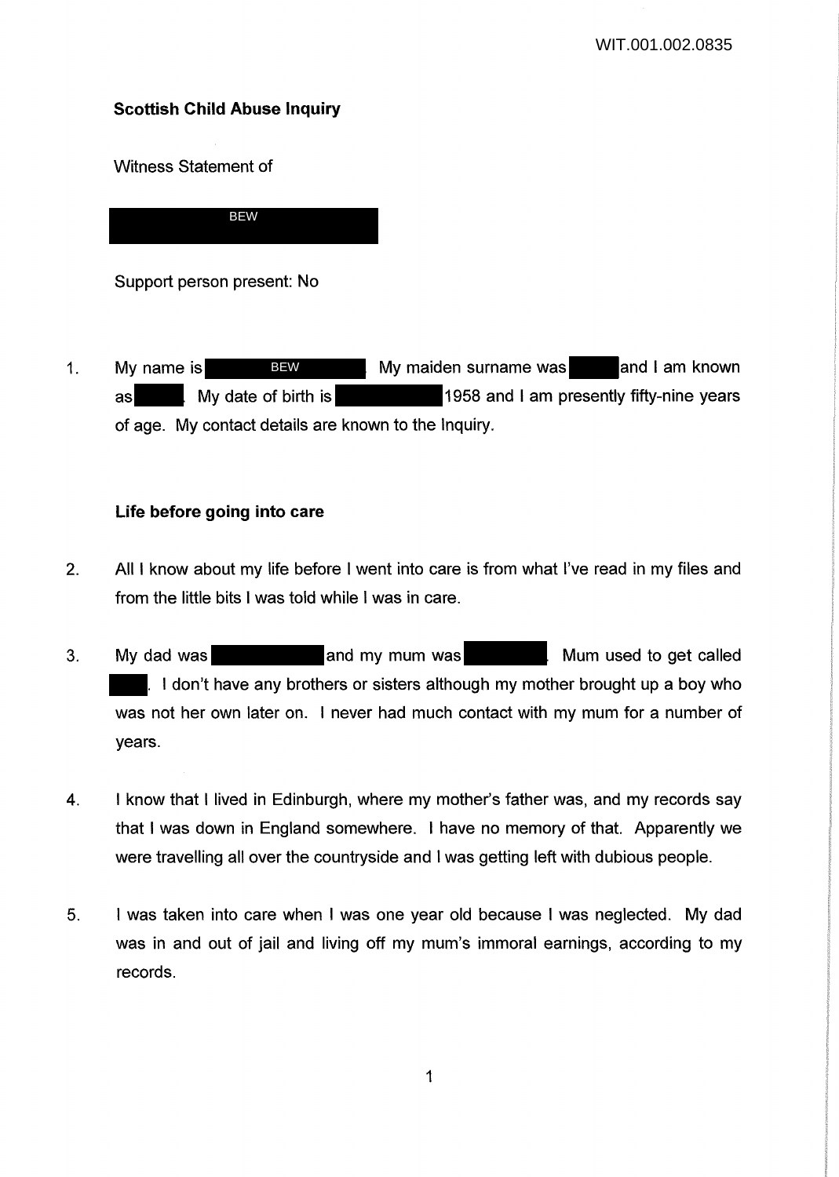WIT.001.002.0835

## Scottish Child Abuse Inquiry

Witness Statement of

BEW

Support person present: No

1. My name is BEW. My maiden surname was ██████ and I am known as ██████. My date of birth is ██████ 1958 and I am presently fifty-nine years of age. My contact details are known to the Inquiry.

### Life before going into care

2. All I know about my life before I went into care is from what I've read in my files and from the little bits I was told while I was in care.

3. My dad was ██████ and my mum was ██████. Mum used to get called ██████. I don't have any brothers or sisters although my mother brought up a boy who was not her own later on. I never had much contact with my mum for a number of years.

4. I know that I lived in Edinburgh, where my mother's father was, and my records say that I was down in England somewhere. I have no memory of that. Apparently we were travelling all over the countryside and I was getting left with dubious people.

5. I was taken into care when I was one year old because I was neglected. My dad was in and out of jail and living off my mum's immoral earnings, according to my records.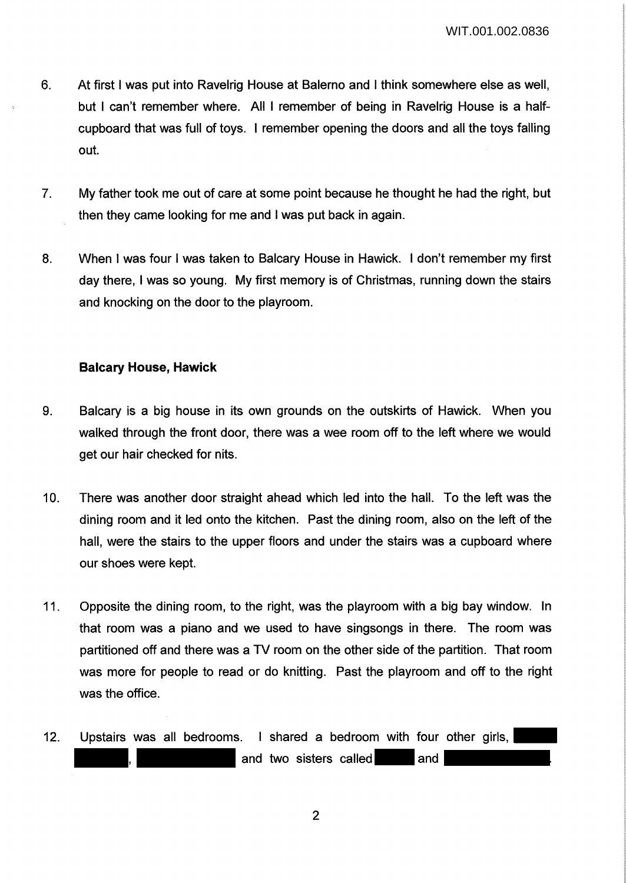6. At first I was put into Ravelrig House at Balerno and I think somewhere else as well, but I can't remember where. All I remember of being in Ravelrig House is a half-cupboard that was full of toys. I remember opening the doors and all the toys falling out.

7. My father took me out of care at some point because he thought he had the right, but then they came looking for me and I was put back in again.

8. When I was four I was taken to Balcary House in Hawick. I don't remember my first day there, I was so young. My first memory is of Christmas, running down the stairs and knocking on the door to the playroom.

**Balcary House, Hawick**

9. Balcary is a big house in its own grounds on the outskirts of Hawick. When you walked through the front door, there was a wee room off to the left where we would get our hair checked for nits.

10. There was another door straight ahead which led into the hall. To the left was the dining room and it led onto the kitchen. Past the dining room, also on the left of the hall, were the stairs to the upper floors and under the stairs was a cupboard where our shoes were kept.

11. Opposite the dining room, to the right, was the playroom with a big bay window. In that room was a piano and we used to have singsongs in there. The room was partitioned off and there was a TV room on the other side of the partition. That room was more for people to read or do knitting. Past the playroom and off to the right was the office.

12. Upstairs was all bedrooms. I shared a bedroom with four other girls, ███ ███, ███ and two sisters called ███ and ███.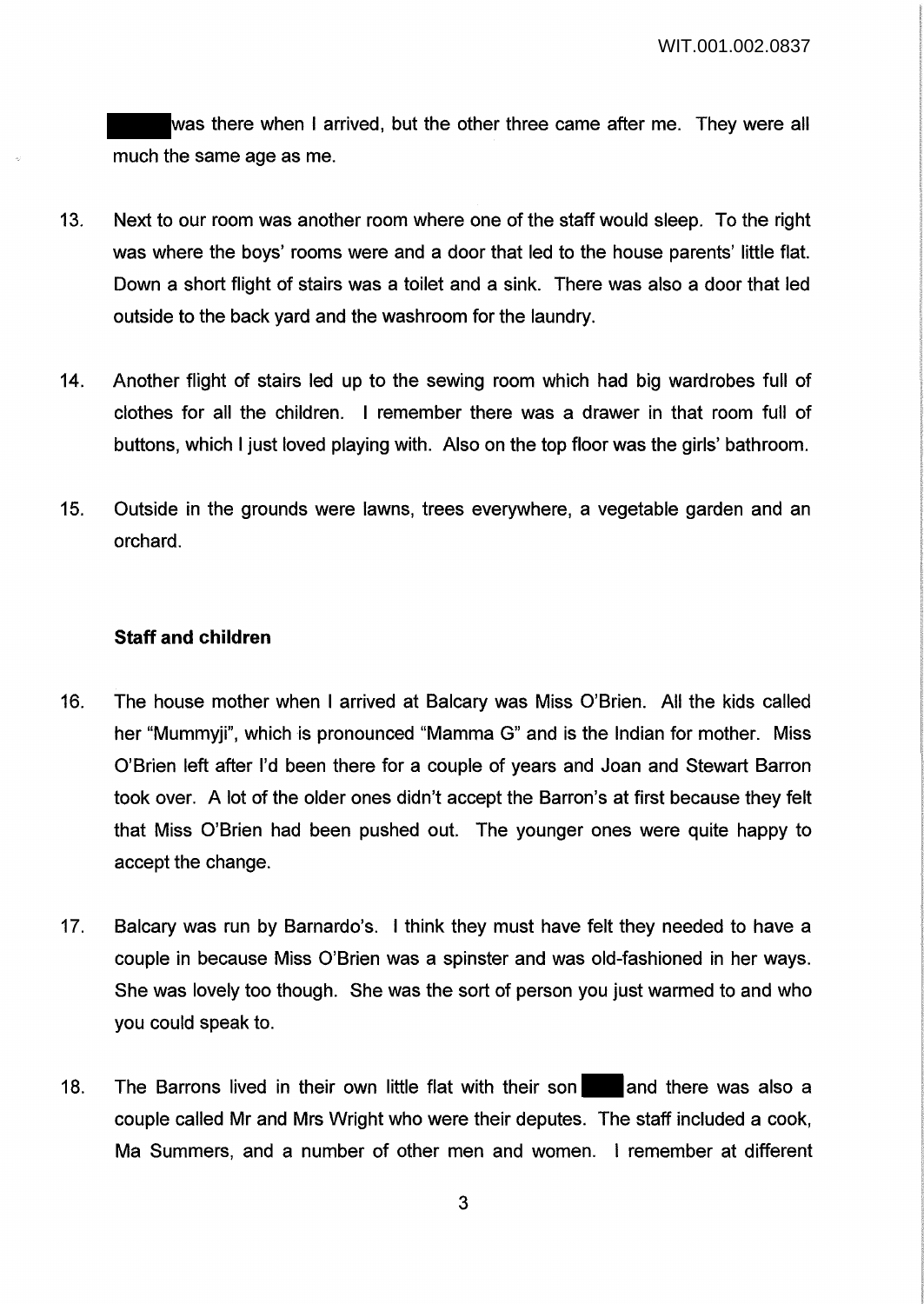was there when I arrived, but the other three came after me. They were all much the same age as me.

13. Next to our room was another room where one of the staff would sleep. To the right was where the boys' rooms were and a door that led to the house parents' little flat. Down a short flight of stairs was a toilet and a sink. There was also a door that led outside to the back yard and the washroom for the laundry.

14. Another flight of stairs led up to the sewing room which had big wardrobes full of clothes for all the children. I remember there was a drawer in that room full of buttons, which I just loved playing with. Also on the top floor was the girls' bathroom.

15. Outside in the grounds were lawns, trees everywhere, a vegetable garden and an orchard.

### Staff and children

16. The house mother when I arrived at Balcary was Miss O'Brien. All the kids called her "Mummyji", which is pronounced "Mamma G" and is the Indian for mother. Miss O'Brien left after I'd been there for a couple of years and Joan and Stewart Barron took over. A lot of the older ones didn't accept the Barron's at first because they felt that Miss O'Brien had been pushed out. The younger ones were quite happy to accept the change.

17. Balcary was run by Barnardo's. I think they must have felt they needed to have a couple in because Miss O'Brien was a spinster and was old-fashioned in her ways. She was lovely too though. She was the sort of person you just warmed to and who you could speak to.

18. The Barrons lived in their own little flat with their son and there was also a couple called Mr and Mrs Wright who were their deputes. The staff included a cook, Ma Summers, and a number of other men and women. I remember at different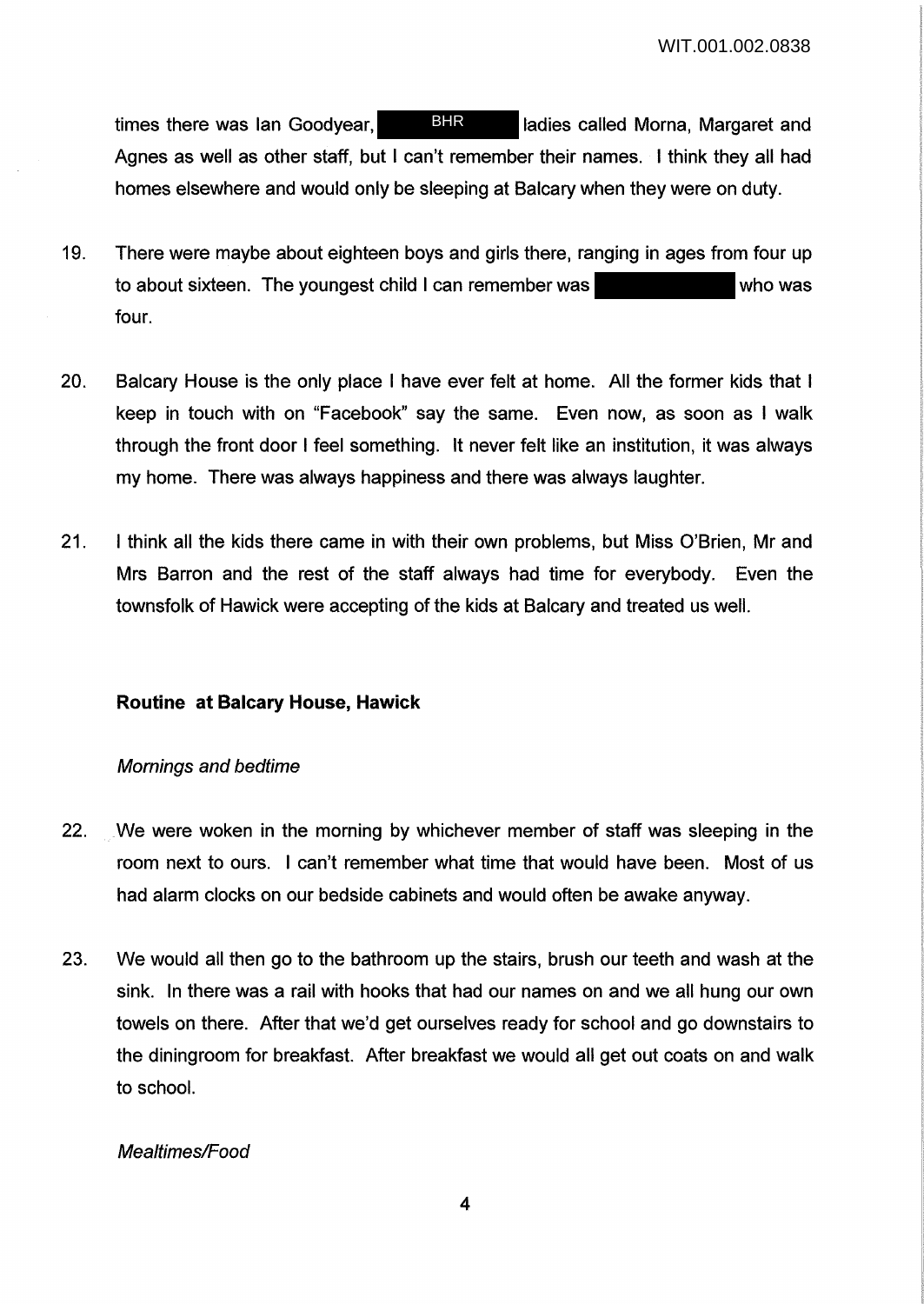times there was Ian Goodyear, BHR ladies called Morna, Margaret and Agnes as well as other staff, but I can't remember their names. I think they all had homes elsewhere and would only be sleeping at Balcary when they were on duty.

19. There were maybe about eighteen boys and girls there, ranging in ages from four up to about sixteen. The youngest child I can remember was who was four.

20. Balcary House is the only place I have ever felt at home. All the former kids that I keep in touch with on "Facebook" say the same. Even now, as soon as I walk through the front door I feel something. It never felt like an institution, it was always my home. There was always happiness and there was always laughter.

21. I think all the kids there came in with their own problems, but Miss O'Brien, Mr and Mrs Barron and the rest of the staff always had time for everybody. Even the townsfolk of Hawick were accepting of the kids at Balcary and treated us well.

**Routine at Balcary House, Hawick**

*Mornings and bedtime*

22. We were woken in the morning by whichever member of staff was sleeping in the room next to ours. I can't remember what time that would have been. Most of us had alarm clocks on our bedside cabinets and would often be awake anyway.

23. We would all then go to the bathroom up the stairs, brush our teeth and wash at the sink. In there was a rail with hooks that had our names on and we all hung our own towels on there. After that we'd get ourselves ready for school and go downstairs to the diningroom for breakfast. After breakfast we would all get out coats on and walk to school.

*Mealtimes/Food*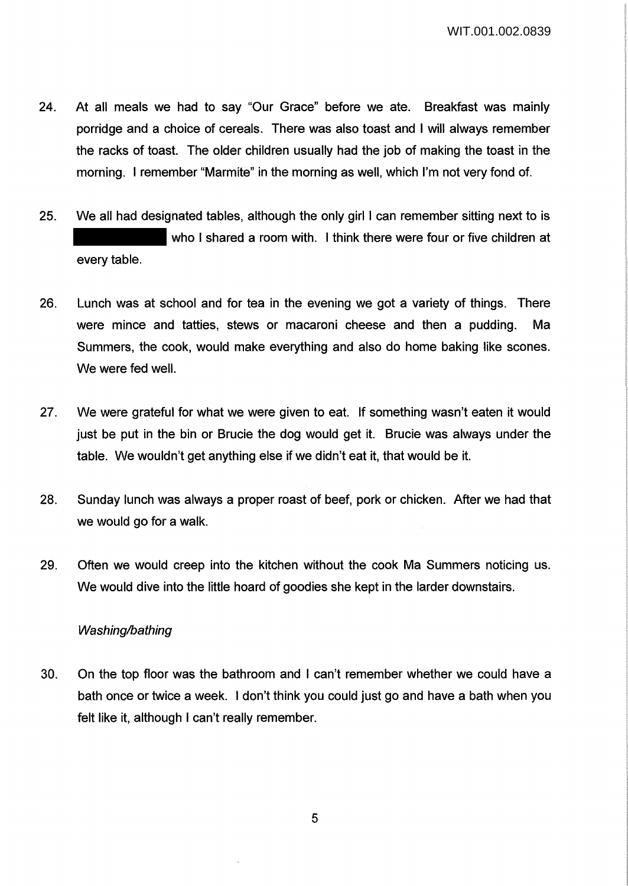24. At all meals we had to say "Our Grace" before we ate. Breakfast was mainly porridge and a choice of cereals. There was also toast and I will always remember the racks of toast. The older children usually had the job of making the toast in the morning. I remember "Marmite" in the morning as well, which I'm not very fond of.

25. We all had designated tables, although the only girl I can remember sitting next to is [REDACTED] who I shared a room with. I think there were four or five children at every table.

26. Lunch was at school and for tea in the evening we got a variety of things. There were mince and tatties, stews or macaroni cheese and then a pudding. Ma Summers, the cook, would make everything and also do home baking like scones. We were fed well.

27. We were grateful for what we were given to eat. If something wasn't eaten it would just be put in the bin or Brucie the dog would get it. Brucie was always under the table. We wouldn't get anything else if we didn't eat it, that would be it.

28. Sunday lunch was always a proper roast of beef, pork or chicken. After we had that we would go for a walk.

29. Often we would creep into the kitchen without the cook Ma Summers noticing us. We would dive into the little hoard of goodies she kept in the larder downstairs.

*Washing/bathing*

30. On the top floor was the bathroom and I can't remember whether we could have a bath once or twice a week. I don't think you could just go and have a bath when you felt like it, although I can't really remember.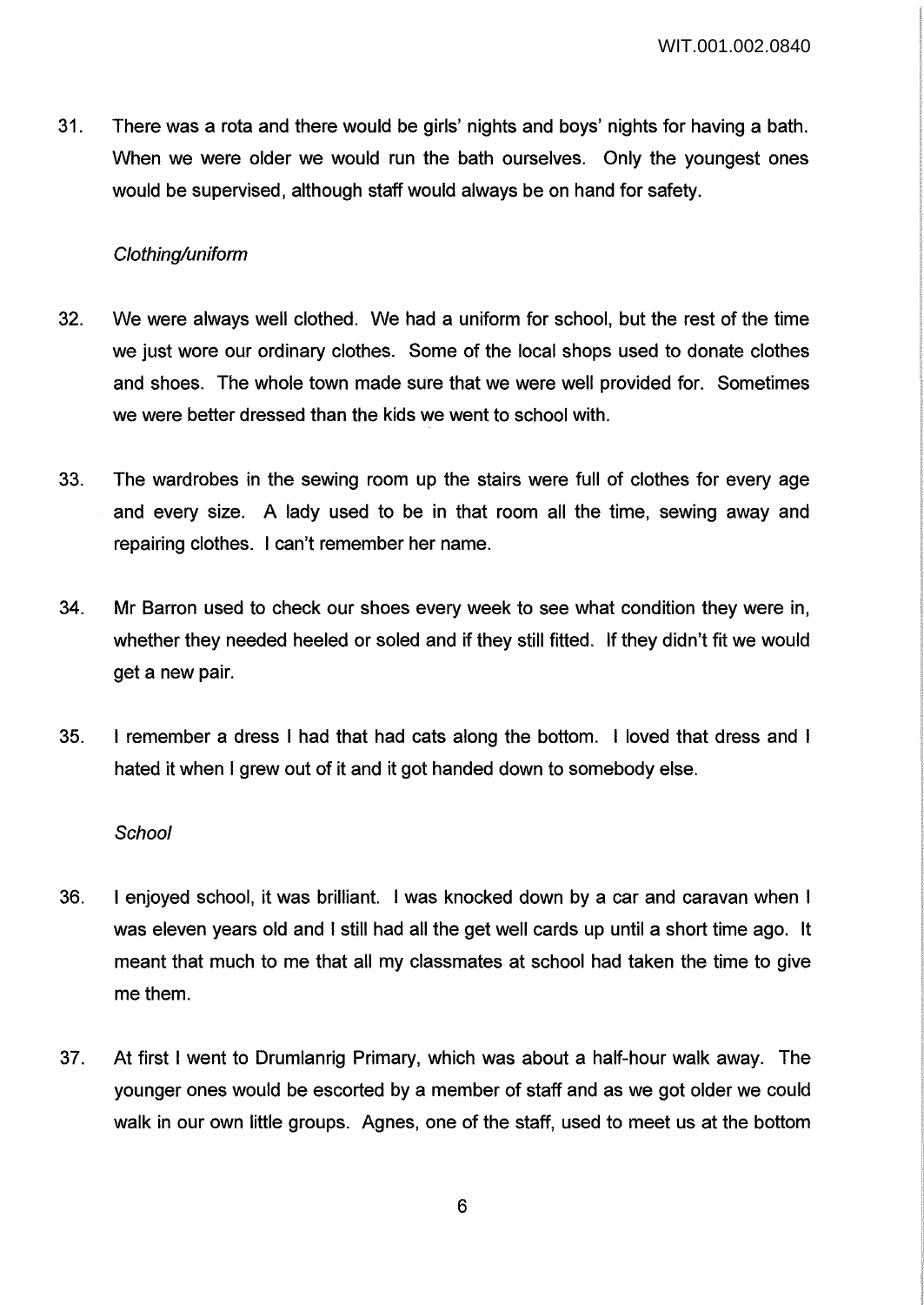31. There was a rota and there would be girls' nights and boys' nights for having a bath. When we were older we would run the bath ourselves. Only the youngest ones would be supervised, although staff would always be on hand for safety.

*Clothing/uniform*

32. We were always well clothed. We had a uniform for school, but the rest of the time we just wore our ordinary clothes. Some of the local shops used to donate clothes and shoes. The whole town made sure that we were well provided for. Sometimes we were better dressed than the kids we went to school with.

33. The wardrobes in the sewing room up the stairs were full of clothes for every age and every size. A lady used to be in that room all the time, sewing away and repairing clothes. I can't remember her name.

34. Mr Barron used to check our shoes every week to see what condition they were in, whether they needed heeled or soled and if they still fitted. If they didn't fit we would get a new pair.

35. I remember a dress I had that had cats along the bottom. I loved that dress and I hated it when I grew out of it and it got handed down to somebody else.

*School*

36. I enjoyed school, it was brilliant. I was knocked down by a car and caravan when I was eleven years old and I still had all the get well cards up until a short time ago. It meant that much to me that all my classmates at school had taken the time to give me them.

37. At first I went to Drumlanrig Primary, which was about a half-hour walk away. The younger ones would be escorted by a member of staff and as we got older we could walk in our own little groups. Agnes, one of the staff, used to meet us at the bottom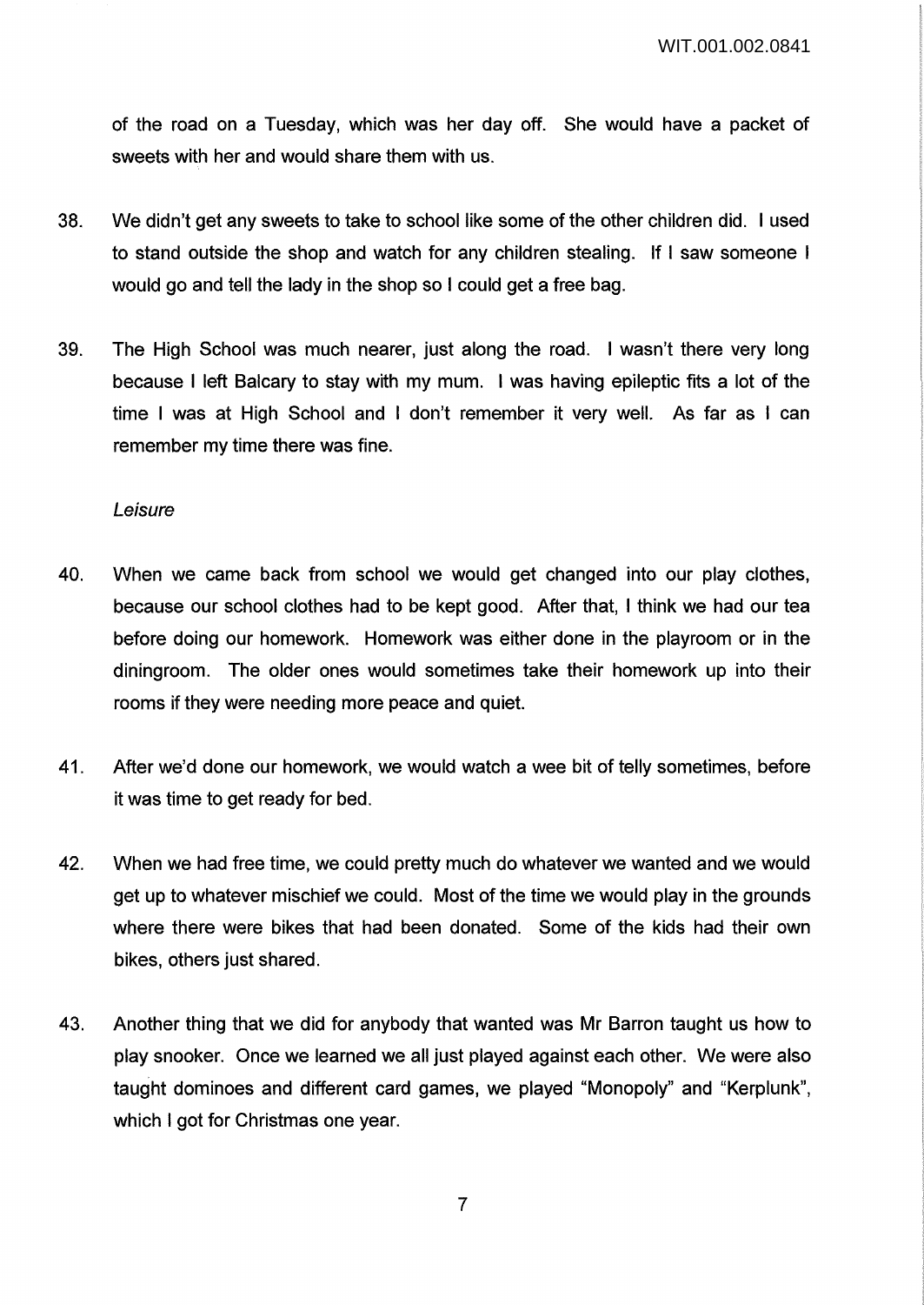of the road on a Tuesday, which was her day off. She would have a packet of sweets with her and would share them with us.

38. We didn't get any sweets to take to school like some of the other children did. I used to stand outside the shop and watch for any children stealing. If I saw someone I would go and tell the lady in the shop so I could get a free bag.

39. The High School was much nearer, just along the road. I wasn't there very long because I left Balcary to stay with my mum. I was having epileptic fits a lot of the time I was at High School and I don't remember it very well. As far as I can remember my time there was fine.

*Leisure*

40. When we came back from school we would get changed into our play clothes, because our school clothes had to be kept good. After that, I think we had our tea before doing our homework. Homework was either done in the playroom or in the diningroom. The older ones would sometimes take their homework up into their rooms if they were needing more peace and quiet.

41. After we'd done our homework, we would watch a wee bit of telly sometimes, before it was time to get ready for bed.

42. When we had free time, we could pretty much do whatever we wanted and we would get up to whatever mischief we could. Most of the time we would play in the grounds where there were bikes that had been donated. Some of the kids had their own bikes, others just shared.

43. Another thing that we did for anybody that wanted was Mr Barron taught us how to play snooker. Once we learned we all just played against each other. We were also taught dominoes and different card games, we played "Monopoly" and "Kerplunk", which I got for Christmas one year.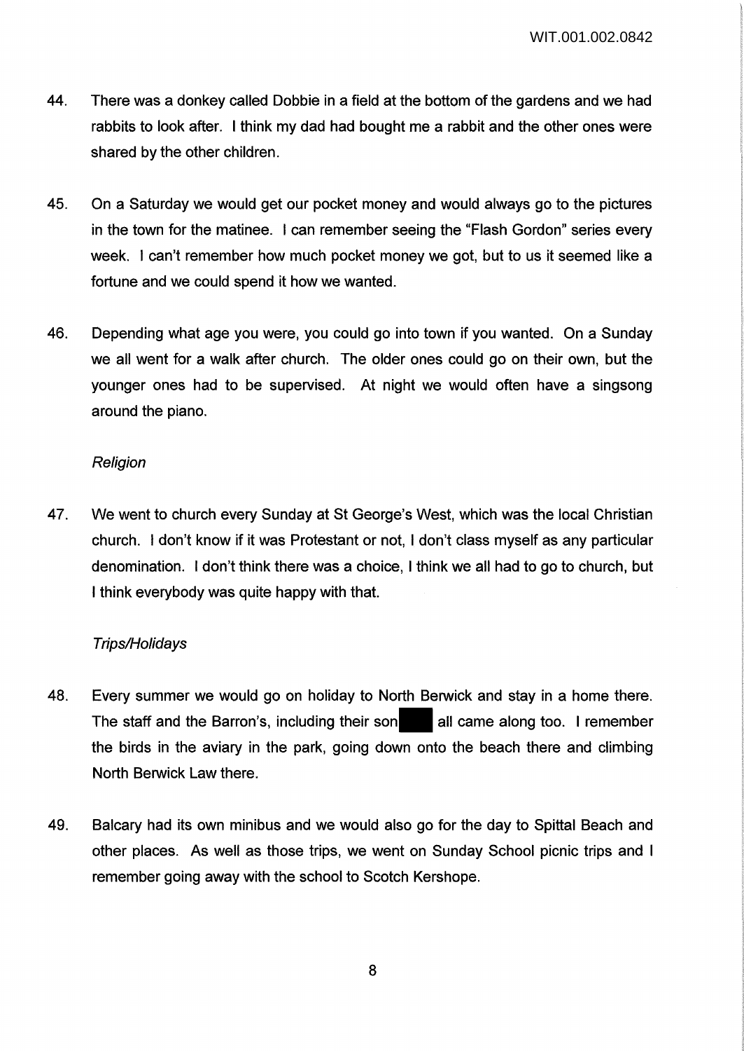44. There was a donkey called Dobbie in a field at the bottom of the gardens and we had rabbits to look after. I think my dad had bought me a rabbit and the other ones were shared by the other children.

45. On a Saturday we would get our pocket money and would always go to the pictures in the town for the matinee. I can remember seeing the "Flash Gordon" series every week. I can't remember how much pocket money we got, but to us it seemed like a fortune and we could spend it how we wanted.

46. Depending what age you were, you could go into town if you wanted. On a Sunday we all went for a walk after church. The older ones could go on their own, but the younger ones had to be supervised. At night we would often have a singsong around the piano.

*Religion*

47. We went to church every Sunday at St George's West, which was the local Christian church. I don't know if it was Protestant or not, I don't class myself as any particular denomination. I don't think there was a choice, I think we all had to go to church, but I think everybody was quite happy with that.

*Trips/Holidays*

48. Every summer we would go on holiday to North Berwick and stay in a home there. The staff and the Barron's, including their son ████ all came along too. I remember the birds in the aviary in the park, going down onto the beach there and climbing North Berwick Law there.

49. Balcary had its own minibus and we would also go for the day to Spittal Beach and other places. As well as those trips, we went on Sunday School picnic trips and I remember going away with the school to Scotch Kershope.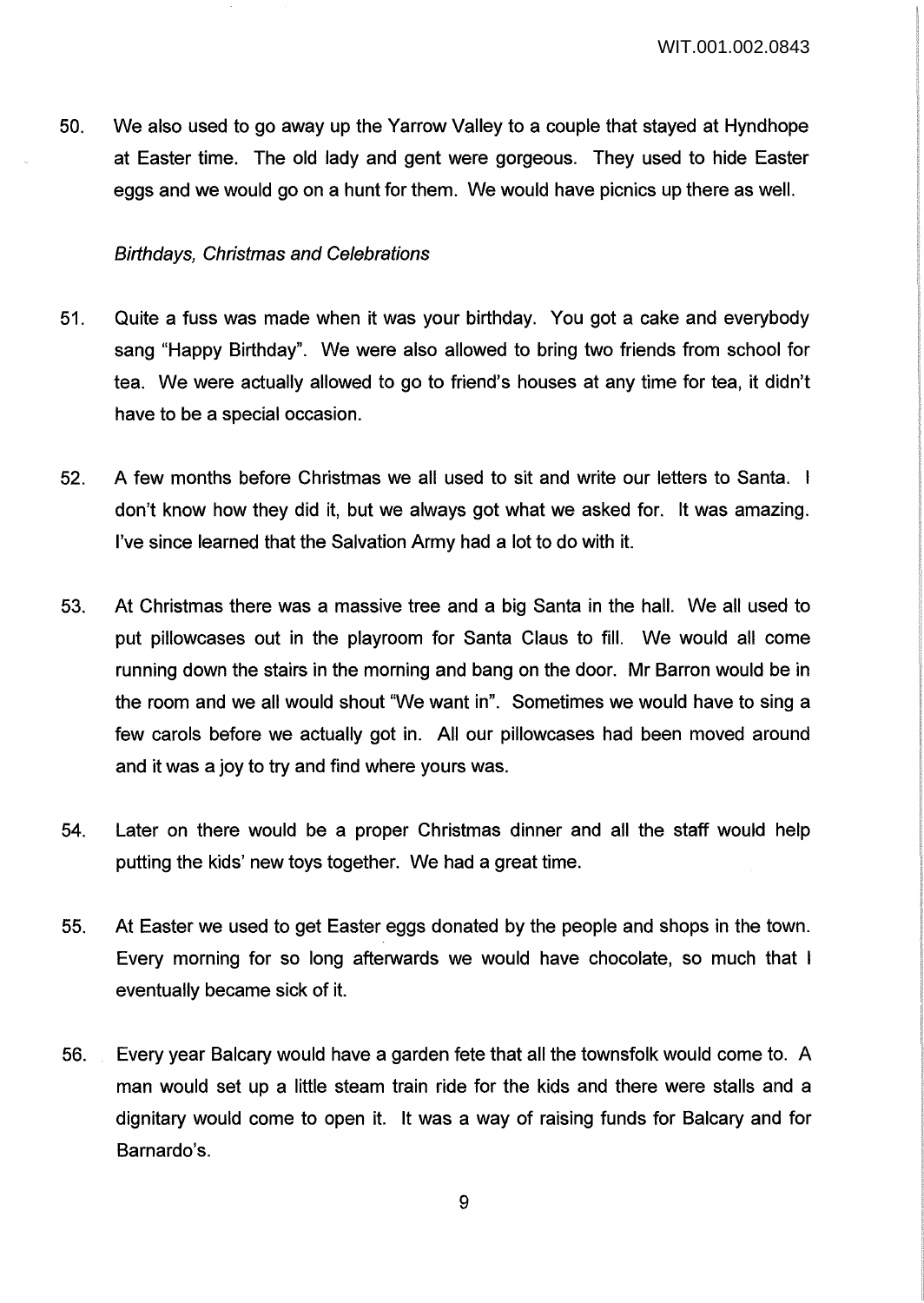50. We also used to go away up the Yarrow Valley to a couple that stayed at Hyndhope at Easter time. The old lady and gent were gorgeous. They used to hide Easter eggs and we would go on a hunt for them. We would have picnics up there as well.

*Birthdays, Christmas and Celebrations*

51. Quite a fuss was made when it was your birthday. You got a cake and everybody sang "Happy Birthday". We were also allowed to bring two friends from school for tea. We were actually allowed to go to friend's houses at any time for tea, it didn't have to be a special occasion.

52. A few months before Christmas we all used to sit and write our letters to Santa. I don't know how they did it, but we always got what we asked for. It was amazing. I've since learned that the Salvation Army had a lot to do with it.

53. At Christmas there was a massive tree and a big Santa in the hall. We all used to put pillowcases out in the playroom for Santa Claus to fill. We would all come running down the stairs in the morning and bang on the door. Mr Barron would be in the room and we all would shout "We want in". Sometimes we would have to sing a few carols before we actually got in. All our pillowcases had been moved around and it was a joy to try and find where yours was.

54. Later on there would be a proper Christmas dinner and all the staff would help putting the kids' new toys together. We had a great time.

55. At Easter we used to get Easter eggs donated by the people and shops in the town. Every morning for so long afterwards we would have chocolate, so much that I eventually became sick of it.

56. Every year Balcary would have a garden fete that all the townsfolk would come to. A man would set up a little steam train ride for the kids and there were stalls and a dignitary would come to open it. It was a way of raising funds for Balcary and for Barnardo's.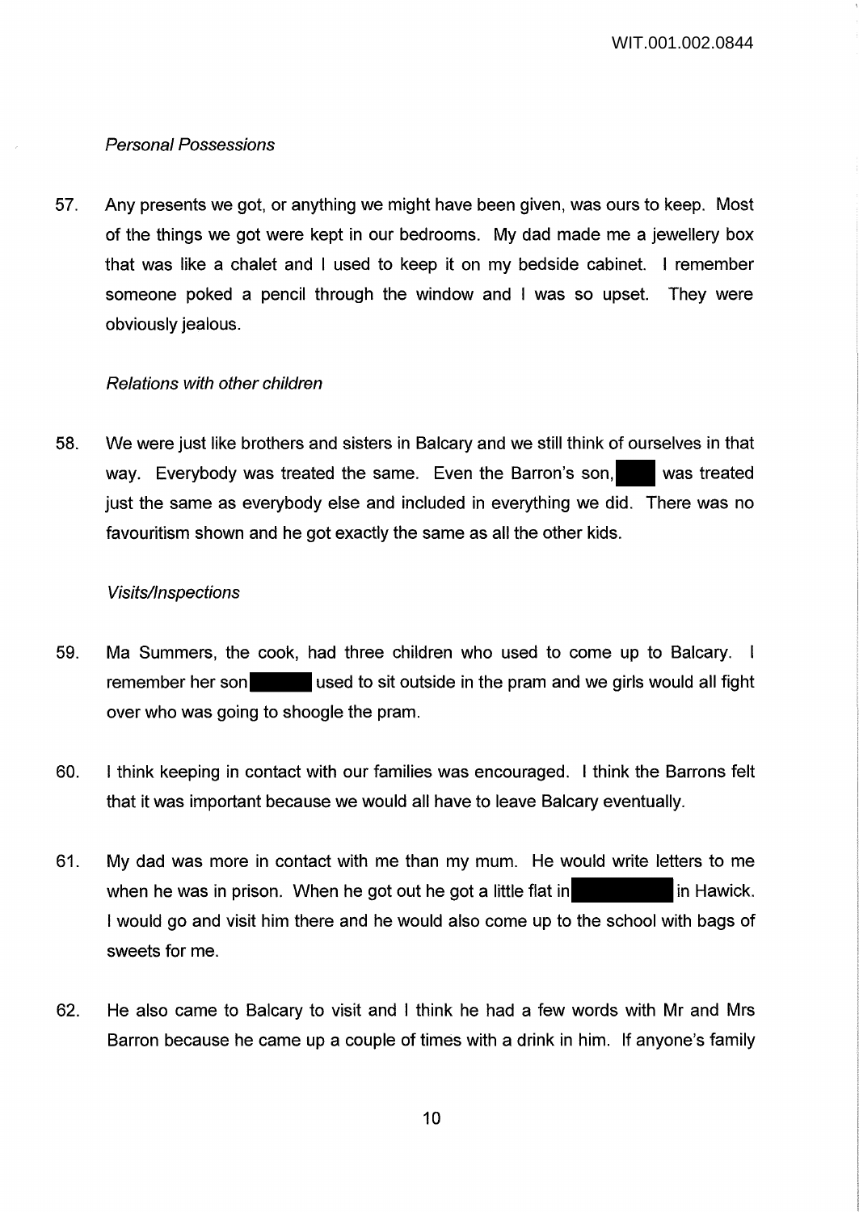### *Personal Possessions*

57. Any presents we got, or anything we might have been given, was ours to keep. Most of the things we got were kept in our bedrooms. My dad made me a jewellery box that was like a chalet and I used to keep it on my bedside cabinet. I remember someone poked a pencil through the window and I was so upset. They were obviously jealous.

### *Relations with other children*

58. We were just like brothers and sisters in Balcary and we still think of ourselves in that way. Everybody was treated the same. Even the Barron's son, ████ was treated just the same as everybody else and included in everything we did. There was no favouritism shown and he got exactly the same as all the other kids.

### *Visits/Inspections*

59. Ma Summers, the cook, had three children who used to come up to Balcary. I remember her son ██████ used to sit outside in the pram and we girls would all fight over who was going to shoogle the pram.

60. I think keeping in contact with our families was encouraged. I think the Barrons felt that it was important because we would all have to leave Balcary eventually.

61. My dad was more in contact with me than my mum. He would write letters to me when he was in prison. When he got out he got a little flat in ██████████ in Hawick. I would go and visit him there and he would also come up to the school with bags of sweets for me.

62. He also came to Balcary to visit and I think he had a few words with Mr and Mrs Barron because he came up a couple of times with a drink in him. If anyone's family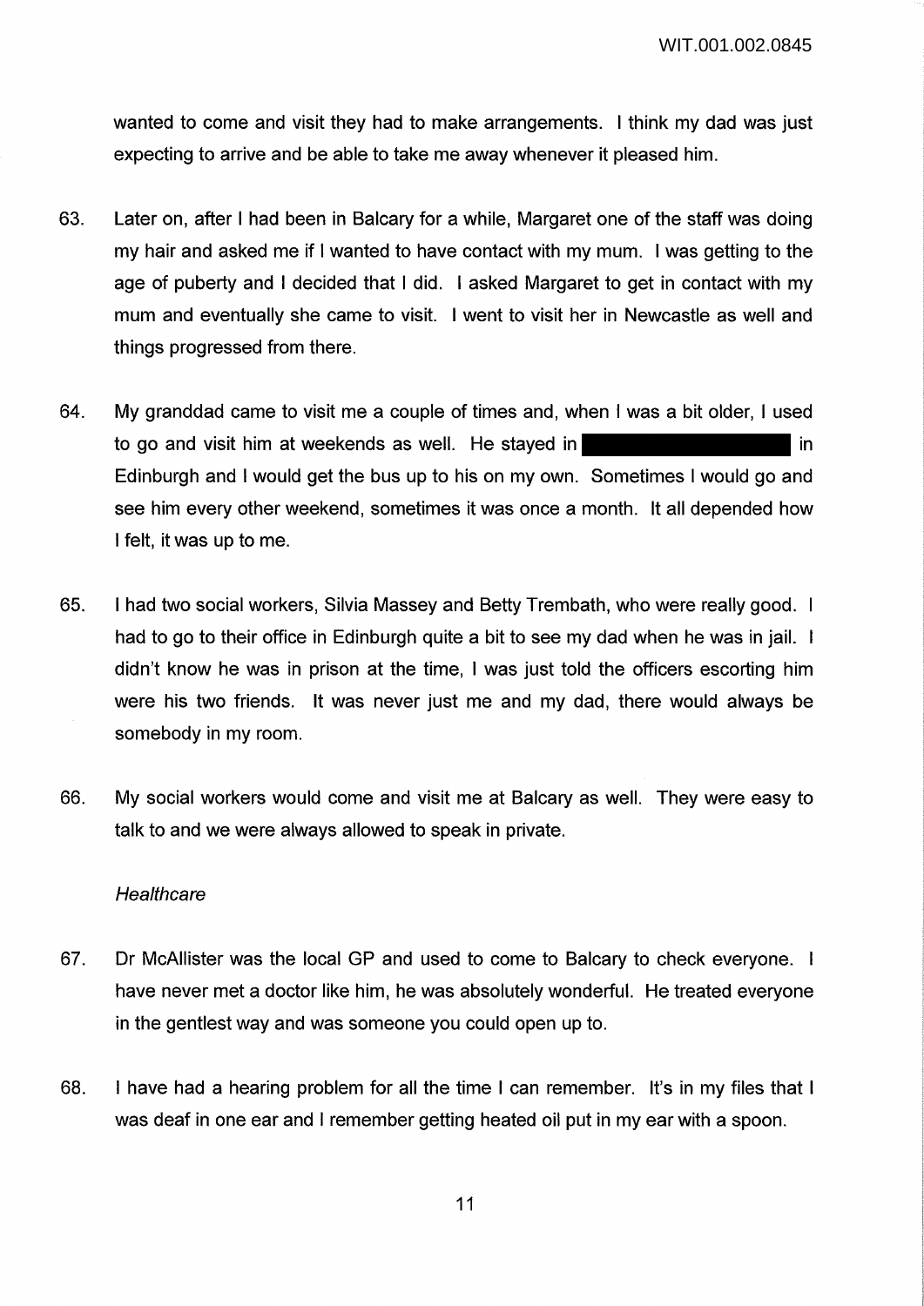wanted to come and visit they had to make arrangements. I think my dad was just expecting to arrive and be able to take me away whenever it pleased him.

63. Later on, after I had been in Balcary for a while, Margaret one of the staff was doing my hair and asked me if I wanted to have contact with my mum. I was getting to the age of puberty and I decided that I did. I asked Margaret to get in contact with my mum and eventually she came to visit. I went to visit her in Newcastle as well and things progressed from there.

64. My granddad came to visit me a couple of times and, when I was a bit older, I used to go and visit him at weekends as well. He stayed in [REDACTED] in Edinburgh and I would get the bus up to his on my own. Sometimes I would go and see him every other weekend, sometimes it was once a month. It all depended how I felt, it was up to me.

65. I had two social workers, Silvia Massey and Betty Trembath, who were really good. I had to go to their office in Edinburgh quite a bit to see my dad when he was in jail. I didn't know he was in prison at the time, I was just told the officers escorting him were his two friends. It was never just me and my dad, there would always be somebody in my room.

66. My social workers would come and visit me at Balcary as well. They were easy to talk to and we were always allowed to speak in private.

*Healthcare*

67. Dr McAllister was the local GP and used to come to Balcary to check everyone. I have never met a doctor like him, he was absolutely wonderful. He treated everyone in the gentlest way and was someone you could open up to.

68. I have had a hearing problem for all the time I can remember. It's in my files that I was deaf in one ear and I remember getting heated oil put in my ear with a spoon.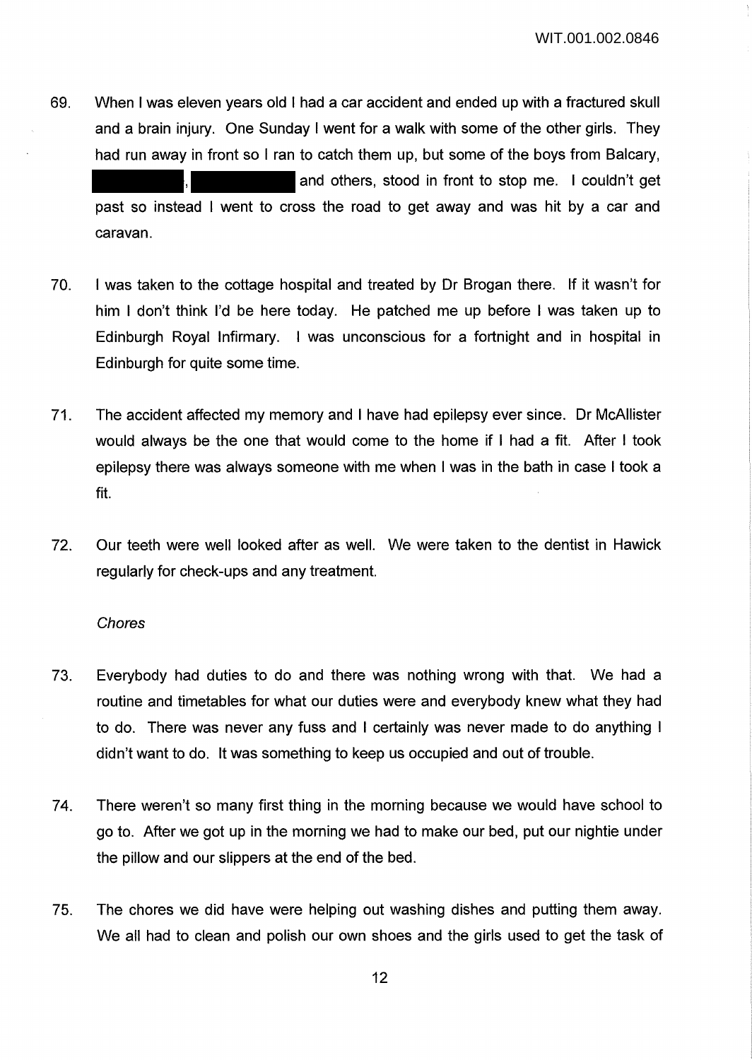69. When I was eleven years old I had a car accident and ended up with a fractured skull and a brain injury. One Sunday I went for a walk with some of the other girls. They had run away in front so I ran to catch them up, but some of the boys from Balcary, ██████, ██████ and others, stood in front to stop me. I couldn't get past so instead I went to cross the road to get away and was hit by a car and caravan.

70. I was taken to the cottage hospital and treated by Dr Brogan there. If it wasn't for him I don't think I'd be here today. He patched me up before I was taken up to Edinburgh Royal Infirmary. I was unconscious for a fortnight and in hospital in Edinburgh for quite some time.

71. The accident affected my memory and I have had epilepsy ever since. Dr McAllister would always be the one that would come to the home if I had a fit. After I took epilepsy there was always someone with me when I was in the bath in case I took a fit.

72. Our teeth were well looked after as well. We were taken to the dentist in Hawick regularly for check-ups and any treatment.

*Chores*

73. Everybody had duties to do and there was nothing wrong with that. We had a routine and timetables for what our duties were and everybody knew what they had to do. There was never any fuss and I certainly was never made to do anything I didn't want to do. It was something to keep us occupied and out of trouble.

74. There weren't so many first thing in the morning because we would have school to go to. After we got up in the morning we had to make our bed, put our nightie under the pillow and our slippers at the end of the bed.

75. The chores we did have were helping out washing dishes and putting them away. We all had to clean and polish our own shoes and the girls used to get the task of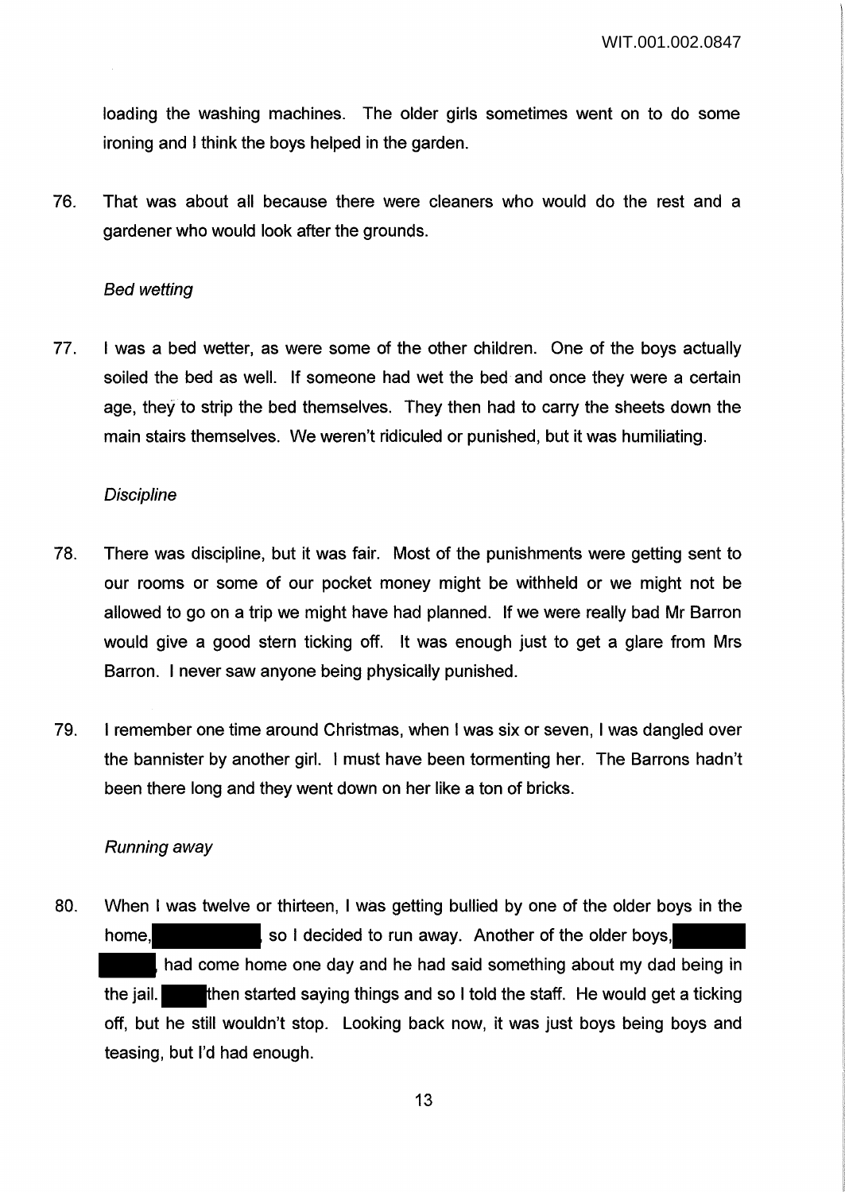loading the washing machines. The older girls sometimes went on to do some ironing and I think the boys helped in the garden.

76. That was about all because there were cleaners who would do the rest and a gardener who would look after the grounds.

*Bed wetting*

77. I was a bed wetter, as were some of the other children. One of the boys actually soiled the bed as well. If someone had wet the bed and once they were a certain age, they to strip the bed themselves. They then had to carry the sheets down the main stairs themselves. We weren't ridiculed or punished, but it was humiliating.

*Discipline*

78. There was discipline, but it was fair. Most of the punishments were getting sent to our rooms or some of our pocket money might be withheld or we might not be allowed to go on a trip we might have had planned. If we were really bad Mr Barron would give a good stern ticking off. It was enough just to get a glare from Mrs Barron. I never saw anyone being physically punished.

79. I remember one time around Christmas, when I was six or seven, I was dangled over the bannister by another girl. I must have been tormenting her. The Barrons hadn't been there long and they went down on her like a ton of bricks.

*Running away*

80. When I was twelve or thirteen, I was getting bullied by one of the older boys in the home, [REDACTED], so I decided to run away. Another of the older boys, [REDACTED], had come home one day and he had said something about my dad being in the jail. [REDACTED] then started saying things and so I told the staff. He would get a ticking off, but he still wouldn't stop. Looking back now, it was just boys being boys and teasing, but I'd had enough.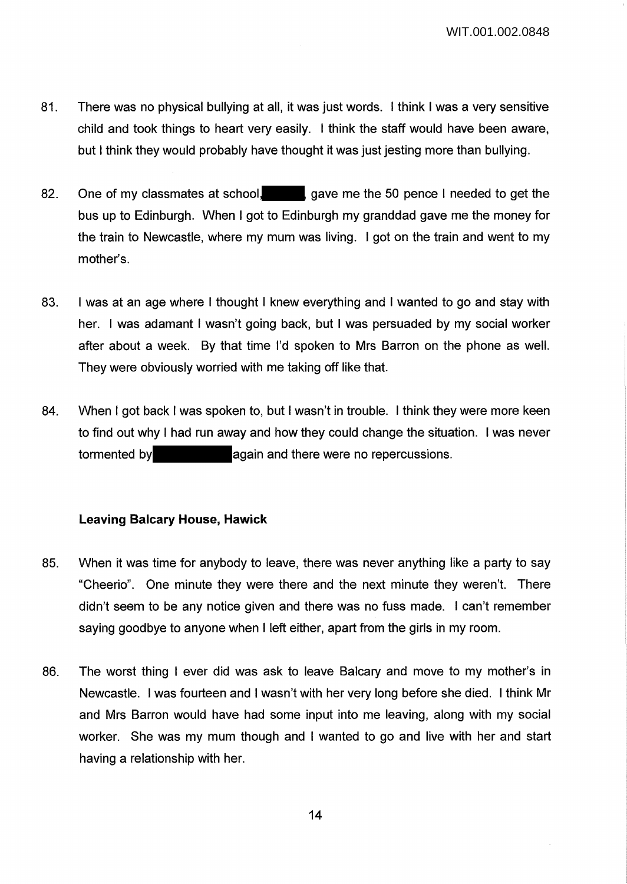81. There was no physical bullying at all, it was just words. I think I was a very sensitive child and took things to heart very easily. I think the staff would have been aware, but I think they would probably have thought it was just jesting more than bullying.

82. One of my classmates at school, ██████, gave me the 50 pence I needed to get the bus up to Edinburgh. When I got to Edinburgh my granddad gave me the money for the train to Newcastle, where my mum was living. I got on the train and went to my mother's.

83. I was at an age where I thought I knew everything and I wanted to go and stay with her. I was adamant I wasn't going back, but I was persuaded by my social worker after about a week. By that time I'd spoken to Mrs Barron on the phone as well. They were obviously worried with me taking off like that.

84. When I got back I was spoken to, but I wasn't in trouble. I think they were more keen to find out why I had run away and how they could change the situation. I was never tormented by ██████████ again and there were no repercussions.

### Leaving Balcary House, Hawick

85. When it was time for anybody to leave, there was never anything like a party to say "Cheerio". One minute they were there and the next minute they weren't. There didn't seem to be any notice given and there was no fuss made. I can't remember saying goodbye to anyone when I left either, apart from the girls in my room.

86. The worst thing I ever did was ask to leave Balcary and move to my mother's in Newcastle. I was fourteen and I wasn't with her very long before she died. I think Mr and Mrs Barron would have had some input into me leaving, along with my social worker. She was my mum though and I wanted to go and live with her and start having a relationship with her.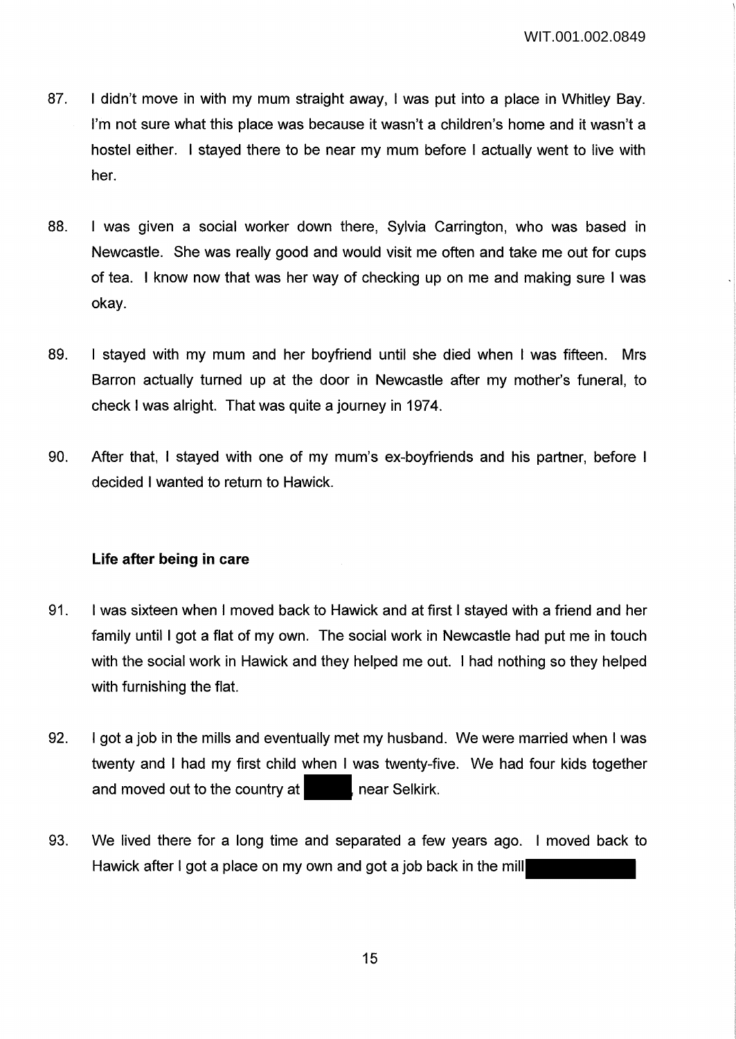87. I didn't move in with my mum straight away, I was put into a place in Whitley Bay. I'm not sure what this place was because it wasn't a children's home and it wasn't a hostel either. I stayed there to be near my mum before I actually went to live with her.

88. I was given a social worker down there, Sylvia Carrington, who was based in Newcastle. She was really good and would visit me often and take me out for cups of tea. I know now that was her way of checking up on me and making sure I was okay.

89. I stayed with my mum and her boyfriend until she died when I was fifteen. Mrs Barron actually turned up at the door in Newcastle after my mother's funeral, to check I was alright. That was quite a journey in 1974.

90. After that, I stayed with one of my mum's ex-boyfriends and his partner, before I decided I wanted to return to Hawick.

**Life after being in care**

91. I was sixteen when I moved back to Hawick and at first I stayed with a friend and her family until I got a flat of my own. The social work in Newcastle had put me in touch with the social work in Hawick and they helped me out. I had nothing so they helped with furnishing the flat.

92. I got a job in the mills and eventually met my husband. We were married when I was twenty and I had my first child when I was twenty-five. We had four kids together and moved out to the country at [REDACTED], near Selkirk.

93. We lived there for a long time and separated a few years ago. I moved back to Hawick after I got a place on my own and got a job back in the mill [REDACTED]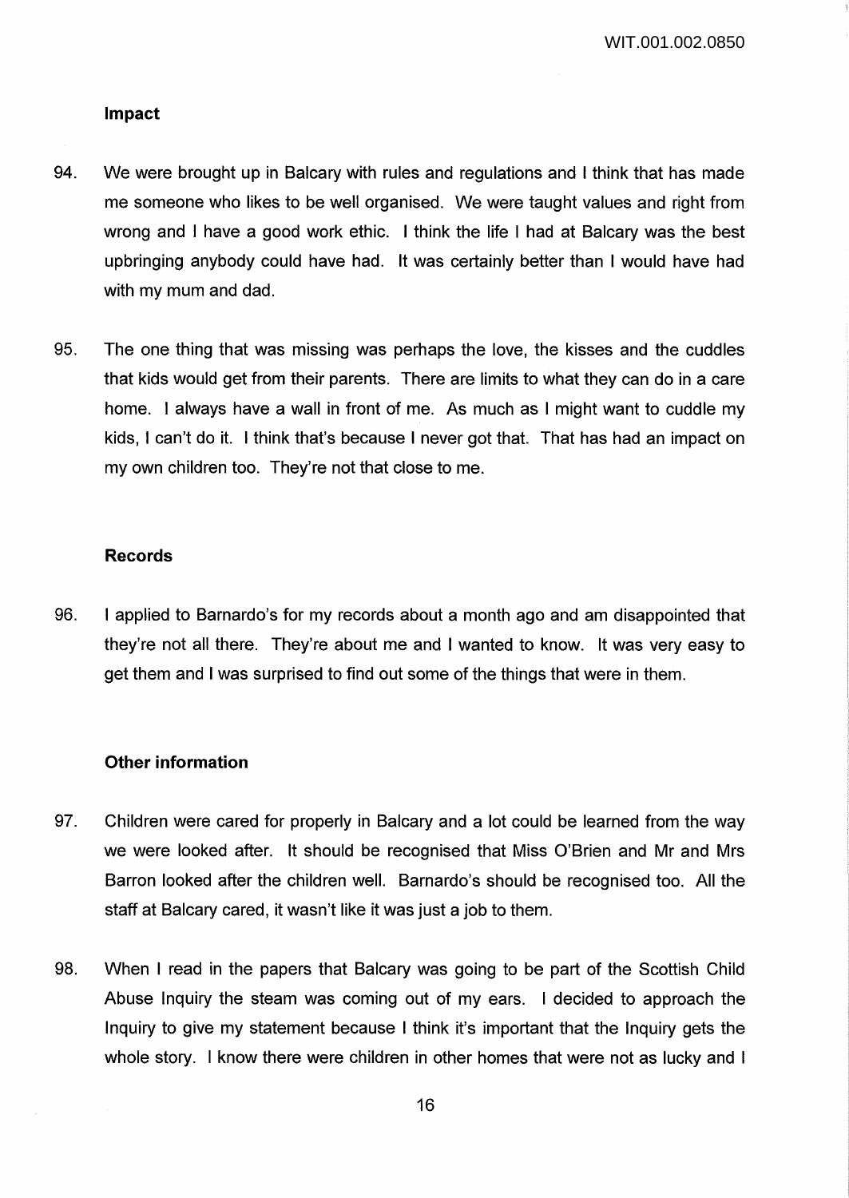### Impact

94. We were brought up in Balcary with rules and regulations and I think that has made me someone who likes to be well organised. We were taught values and right from wrong and I have a good work ethic. I think the life I had at Balcary was the best upbringing anybody could have had. It was certainly better than I would have had with my mum and dad.

95. The one thing that was missing was perhaps the love, the kisses and the cuddles that kids would get from their parents. There are limits to what they can do in a care home. I always have a wall in front of me. As much as I might want to cuddle my kids, I can't do it. I think that's because I never got that. That has had an impact on my own children too. They're not that close to me.

### Records

96. I applied to Barnardo's for my records about a month ago and am disappointed that they're not all there. They're about me and I wanted to know. It was very easy to get them and I was surprised to find out some of the things that were in them.

### Other information

97. Children were cared for properly in Balcary and a lot could be learned from the way we were looked after. It should be recognised that Miss O'Brien and Mr and Mrs Barron looked after the children well. Barnardo's should be recognised too. All the staff at Balcary cared, it wasn't like it was just a job to them.

98. When I read in the papers that Balcary was going to be part of the Scottish Child Abuse Inquiry the steam was coming out of my ears. I decided to approach the Inquiry to give my statement because I think it's important that the Inquiry gets the whole story. I know there were children in other homes that were not as lucky and I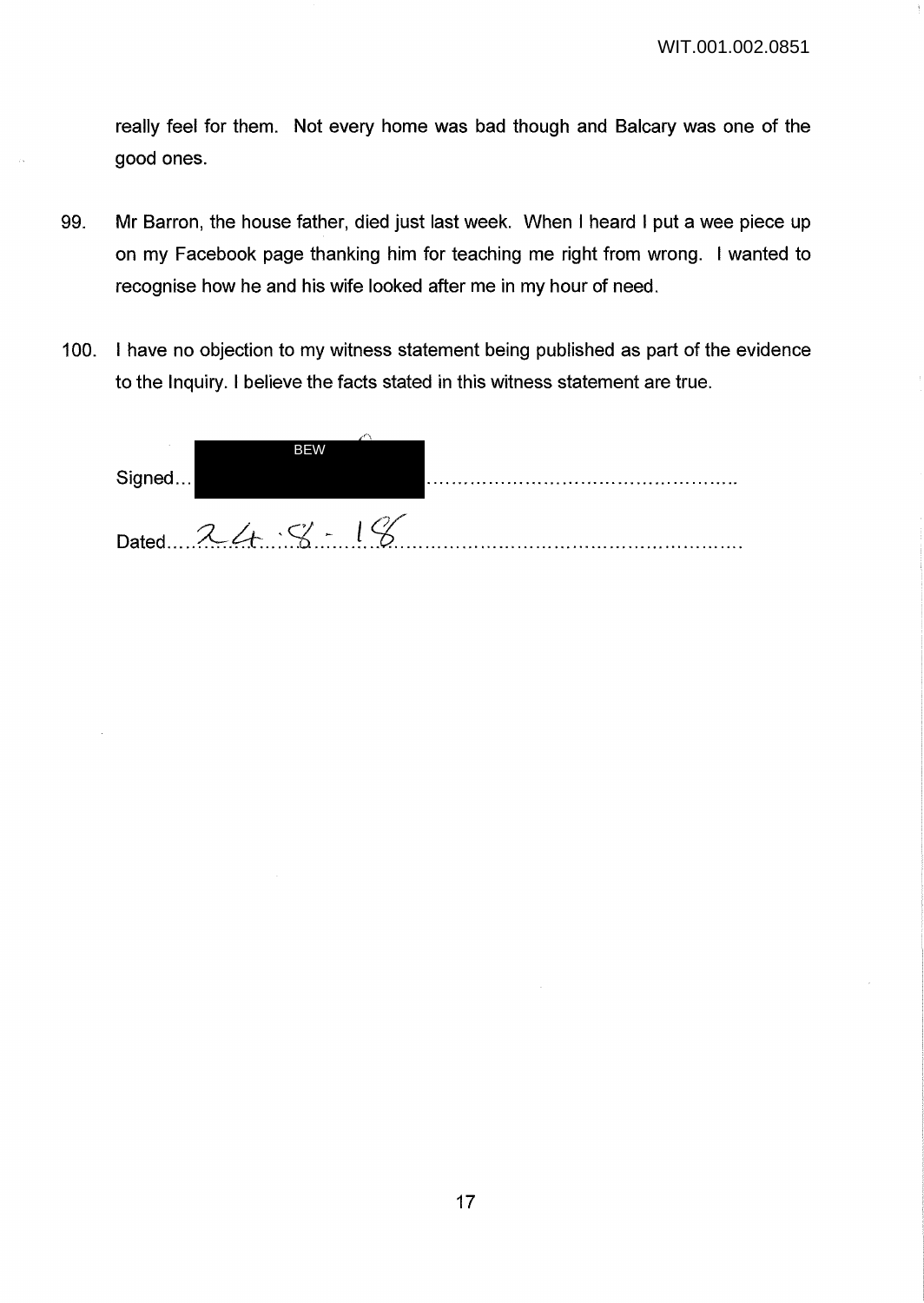really feel for them. Not every home was bad though and Balcary was one of the good ones.

99. Mr Barron, the house father, died just last week. When I heard I put a wee piece up on my Facebook page thanking him for teaching me right from wrong. I wanted to recognise how he and his wife looked after me in my hour of need.

100. I have no objection to my witness statement being published as part of the evidence to the Inquiry. I believe the facts stated in this witness statement are true.

Signed... BEW ..................................................

Dated....24.8.18...........................................................